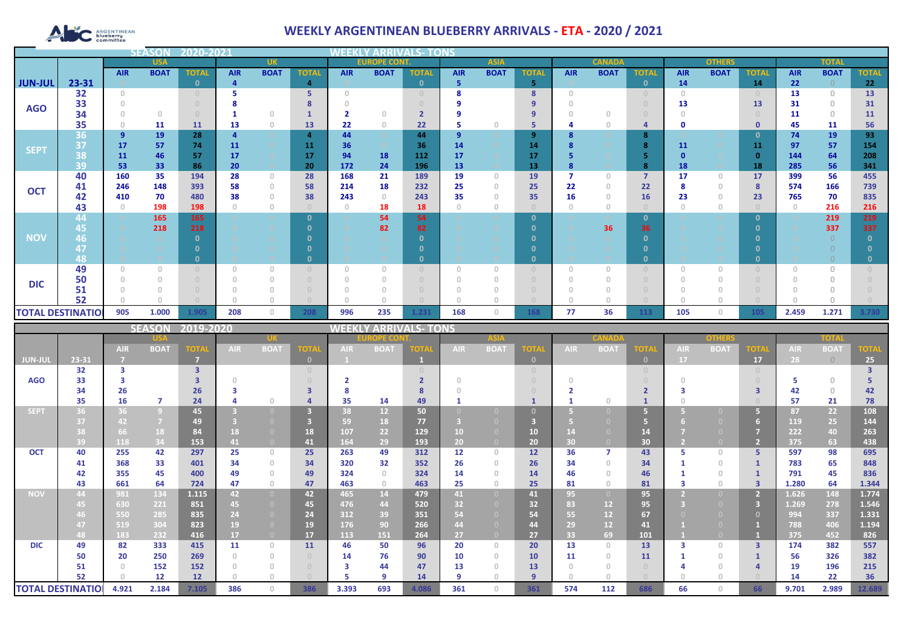# WEEKLY ARGENTINEAN BLUEBERRY ARRIVALS - ETA - 2020 / 2021

ARGENTINEAN blueberry committee

## SEASON 2020-2021 — WEEKLY ARRIVALS- TONS

| | | USA | | | UK | | | EUROPE CONT. | | | ASIA | | | CANADA | | | OTHERS | | | TOTAL | | |
|---|---|---|---|---|---|---|---|---|---|---|---|---|---|---|---|---|---|---|---|---|---|---|
| | | AIR | BOAT | TOTAL | AIR | BOAT | TOTAL | AIR | BOAT | TOTAL | AIR | BOAT | TOTAL | AIR | BOAT | TOTAL | AIR | BOAT | TOTAL | AIR | BOAT | TOTAL |
| JUN-JUL | 23-31 | 0 | | 0 | 4 | | 4 | 0 | | 0 | 5 | | 5 | 0 | | 0 | 14 | | 14 | 22 | 0 | 22 |
| AGO | 32 | 0 | | 0 | 5 | | 5 | 0 | | 0 | 8 | | 8 | 0 | | 0 | 0 | | 0 | 13 | 0 | 13 |
| | 33 | 0 | | 0 | 8 | | 8 | 0 | | 0 | 9 | | 9 | 0 | | 0 | 13 | | 13 | 31 | 0 | 31 |
| | 34 | 0 | 0 | 0 | 1 | 0 | 1 | 2 | 0 | 2 | 9 | | 9 | 0 | 0 | 0 | 0 | | 0 | 11 | 0 | 11 |
| | 35 | 0 | 11 | 11 | 13 | 0 | 13 | 22 | 0 | 22 | 5 | 0 | 5 | 4 | 0 | 4 | 0 | | 0 | 45 | 11 | 56 |
| SEPT | 36 | 9 | 19 | 28 | 4 | | 4 | 44 | | 44 | 9 | | 9 | 8 | | 8 | | | 0 | 74 | 19 | 93 |
| | 37 | 17 | 57 | 74 | 11 | | 11 | 36 | | 36 | 14 | | 14 | 8 | | 8 | 11 | | 11 | 97 | 57 | 154 |
| | 38 | 11 | 46 | 57 | 17 | | 17 | 94 | 18 | 112 | 17 | | 17 | 5 | | 5 | 0 | | 0 | 144 | 64 | 208 |
| | 39 | 53 | 33 | 86 | 20 | | 20 | 172 | 24 | 196 | 13 | | 13 | 8 | | 8 | 18 | | 18 | 285 | 56 | 341 |
| OCT | 40 | 160 | 35 | 194 | 28 | 0 | 28 | 168 | 21 | 189 | 19 | 0 | 19 | 7 | 0 | 7 | 17 | 0 | 17 | 399 | 56 | 455 |
| | 41 | 246 | 148 | 393 | 58 | 0 | 58 | 214 | 18 | 232 | 25 | 0 | 25 | 22 | 0 | 22 | 8 | 0 | 8 | 574 | 166 | 739 |
| | 42 | 410 | 70 | 480 | 38 | 0 | 38 | 243 | 0 | 243 | 35 | 0 | 35 | 16 | 0 | 16 | 23 | 0 | 23 | 765 | 70 | 835 |
| | 43 | 0 | 198 | 198 | 0 | 0 | 0 | 0 | 18 | 18 | 0 | 0 | 0 | 0 | 0 | 0 | 0 | 0 | 0 | 0 | 216 | 216 |
| NOV | 44 | | 165 | 165 | | | 0 | | 54 | 54 | | | 0 | | | 0 | | | 0 | | 219 | 219 |
| | 45 | | 218 | 218 | | | 0 | | 82 | 82 | | | 0 | | 36 | 36 | | | 0 | | 337 | 337 |
| | 46 | | | 0 | | | 0 | | | 0 | | | 0 | | | 0 | | | 0 | | 0 | 0 |
| | 47 | | | 0 | | | 0 | | | 0 | | | 0 | | | 0 | | | 0 | | 0 | 0 |
| | 48 | | | 0 | | | 0 | | | 0 | | | 0 | | | 0 | | | 0 | | 0 | 0 |
| DIC | 49 | 0 | 0 | 0 | 0 | 0 | 0 | 0 | 0 | 0 | 0 | 0 | 0 | 0 | 0 | 0 | 0 | 0 | 0 | 0 | 0 | 0 |
| | 50 | 0 | 0 | 0 | 0 | 0 | 0 | 0 | 0 | 0 | 0 | 0 | 0 | 0 | 0 | 0 | 0 | 0 | 0 | 0 | 0 | 0 |
| | 51 | 0 | 0 | 0 | 0 | 0 | 0 | 0 | 0 | 0 | 0 | 0 | 0 | 0 | 0 | 0 | 0 | 0 | 0 | 0 | 0 | 0 |
| | 52 | 0 | 0 | 0 | 0 | 0 | 0 | 0 | 0 | 0 | 0 | 0 | 0 | 0 | 0 | 0 | 0 | 0 | 0 | 0 | 0 | 0 |
| TOTAL DESTINATIO | | 905 | 1.000 | 1.905 | 208 | 0 | 208 | 996 | 235 | 1.231 | 168 | 0 | 168 | 77 | 36 | 113 | 105 | 0 | 105 | 2.459 | 1.271 | 3.730 |

## SEASON 2019-2020 — WEEKLY ARRIVALS- TONS

| | | USA | | | UK | | | EUROPE CONT. | | | ASIA | | | CANADA | | | OTHERS | | | TOTAL | | |
|---|---|---|---|---|---|---|---|---|---|---|---|---|---|---|---|---|---|---|---|---|---|---|
| | | AIR | BOAT | TOTAL | AIR | BOAT | TOTAL | AIR | BOAT | TOTAL | AIR | BOAT | TOTAL | AIR | BOAT | TOTAL | AIR | BOAT | TOTAL | AIR | BOAT | TOTAL |
| JUN-JUL | 23-31 | 7 | | 7 | | | 0 | 1 | | 1 | | | 0 | | | 0 | 17 | | 17 | 28 | 0 | 25 |
| AGO | 32 | 3 | | 3 | | | 0 | | | 0 | | | 0 | | | 0 | | | 0 | | | 3 |
| | 33 | 3 | | 3 | 0 | | 0 | 2 | | 2 | 0 | | 0 | 0 | | 0 | 0 | | 0 | 5 | 0 | 5 |
| | 34 | 26 | | 26 | 3 | | 3 | 8 | | 8 | 0 | | 0 | 2 | | 2 | 3 | | 3 | 42 | 0 | 42 |
| | 35 | 16 | 7 | 24 | 4 | 0 | 4 | 35 | 14 | 49 | 1 | | 1 | 1 | 0 | 1 | 0 | | 0 | 57 | 21 | 78 |
| SEPT | 36 | 36 | 9 | 45 | 3 | 0 | 3 | 38 | 12 | 50 | 0 | 0 | 0 | 5 | 0 | 5 | 5 | 0 | 5 | 87 | 22 | 108 |
| | 37 | 42 | 7 | 49 | 3 | 0 | 3 | 59 | 18 | 77 | 3 | 0 | 3 | 5 | 0 | 5 | 6 | 0 | 6 | 119 | 25 | 144 |
| | 38 | 66 | 18 | 84 | 18 | 0 | 18 | 107 | 22 | 129 | 10 | 0 | 10 | 14 | 0 | 14 | 7 | 0 | 7 | 222 | 40 | 263 |
| | 39 | 118 | 34 | 153 | 41 | 0 | 41 | 164 | 29 | 193 | 20 | 0 | 20 | 30 | 0 | 30 | 2 | 0 | 2 | 375 | 63 | 438 |
| OCT | 40 | 255 | 42 | 297 | 25 | 0 | 25 | 263 | 49 | 312 | 12 | 0 | 12 | 36 | 7 | 43 | 5 | 0 | 5 | 597 | 98 | 695 |
| | 41 | 368 | 33 | 401 | 34 | 0 | 34 | 320 | 32 | 352 | 26 | 0 | 26 | 34 | 0 | 34 | 1 | 0 | 1 | 783 | 65 | 848 |
| | 42 | 355 | 45 | 400 | 49 | 0 | 49 | 324 | 0 | 324 | 14 | 0 | 14 | 46 | 0 | 46 | 1 | 0 | 1 | 791 | 45 | 836 |
| | 43 | 661 | 64 | 724 | 47 | 0 | 47 | 463 | 0 | 463 | 25 | 0 | 25 | 81 | 0 | 81 | 3 | 0 | 3 | 1.280 | 64 | 1.344 |
| NOV | 44 | 981 | 134 | 1.115 | 42 | 0 | 42 | 465 | 14 | 479 | 41 | 0 | 41 | 95 | 0 | 95 | 2 | 0 | 2 | 1.626 | 148 | 1.774 |
| | 45 | 630 | 221 | 851 | 45 | 0 | 45 | 476 | 44 | 520 | 32 | 0 | 32 | 83 | 12 | 95 | 3 | 0 | 3 | 1.269 | 278 | 1.546 |
| | 46 | 550 | 285 | 835 | 24 | 0 | 24 | 312 | 39 | 351 | 54 | 0 | 54 | 55 | 12 | 67 | 0 | 0 | 0 | 994 | 337 | 1.331 |
| | 47 | 519 | 304 | 823 | 19 | 0 | 19 | 176 | 90 | 266 | 44 | 0 | 44 | 29 | 12 | 41 | 1 | 0 | 1 | 788 | 406 | 1.194 |
| | 48 | 183 | 232 | 416 | 17 | 0 | 17 | 113 | 151 | 264 | 27 | 0 | 27 | 33 | 69 | 101 | 1 | 0 | 1 | 375 | 452 | 826 |
| DIC | 49 | 82 | 333 | 415 | 11 | 0 | 11 | 46 | 50 | 96 | 20 | 0 | 20 | 13 | 0 | 13 | 3 | 0 | 3 | 174 | 382 | 557 |
| | 50 | 20 | 250 | 269 | 0 | 0 | 0 | 14 | 76 | 90 | 10 | 0 | 10 | 11 | 0 | 11 | 1 | 0 | 1 | 56 | 326 | 382 |
| | 51 | 0 | 152 | 152 | 0 | 0 | 0 | 3 | 44 | 47 | 13 | 0 | 13 | 0 | 0 | 0 | 4 | 0 | 4 | 19 | 196 | 215 |
| | 52 | 0 | 12 | 12 | 0 | 0 | 0 | 5 | 9 | 14 | 9 | 0 | 9 | 0 | 0 | 0 | 0 | 0 | 0 | 14 | 22 | 36 |
| TOTAL DESTINATIO | | 4.921 | 2.184 | 7.105 | 386 | 0 | 386 | 3.393 | 693 | 4.086 | 361 | 0 | 361 | 574 | 112 | 686 | 66 | 0 | 66 | 9.701 | 2.989 | 12.689 |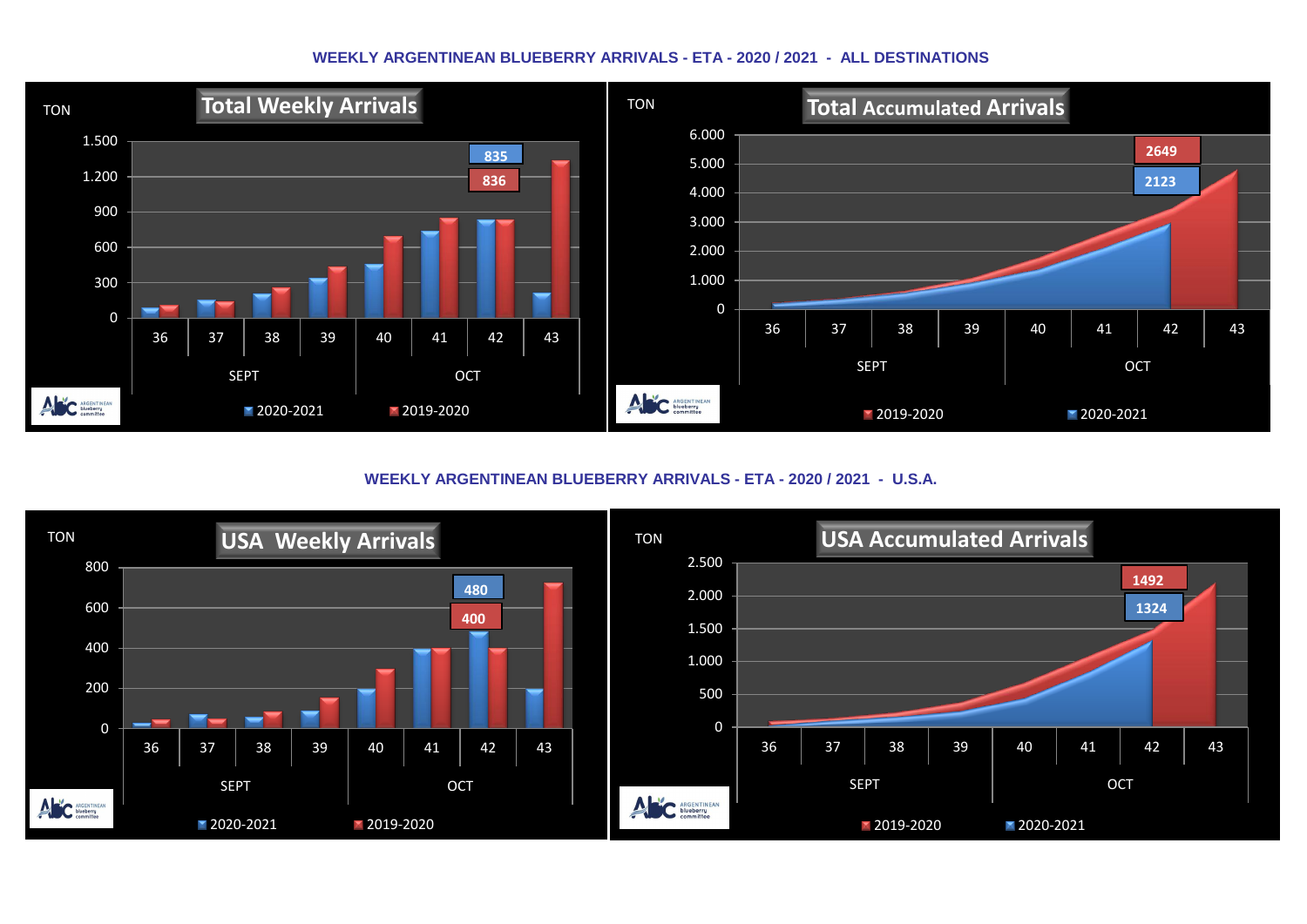## WEEKLY ARGENTINEAN BLUEBERRY ARRIVALS - ETA - 2020 / 2021 - ALL DESTINATIONS

**Total Weekly Arrivals**

TON

1.500
1.200
900
600
300
0

835
836

36 37 38 39 40 41 42 43

SEPT OCT

2020-2021 2019-2020

**Total Accumulated Arrivals**

TON

6.000
5.000
4.000
3.000
2.000
1.000
0

2649
2123

36 37 38 39 40 41 42 43

SEPT OCT

2019-2020 2020-2021

## WEEKLY ARGENTINEAN BLUEBERRY ARRIVALS - ETA - 2020 / 2021 - U.S.A.

**USA Weekly Arrivals**

TON

800
600
400
200
0

480
400

36 37 38 39 40 41 42 43

SEPT OCT

2020-2021 2019-2020

**USA Accumulated Arrivals**

TON

2.500
2.000
1.500
1.000
500
0

1492
1324

36 37 38 39 40 41 42 43

SEPT OCT

2019-2020 2020-2021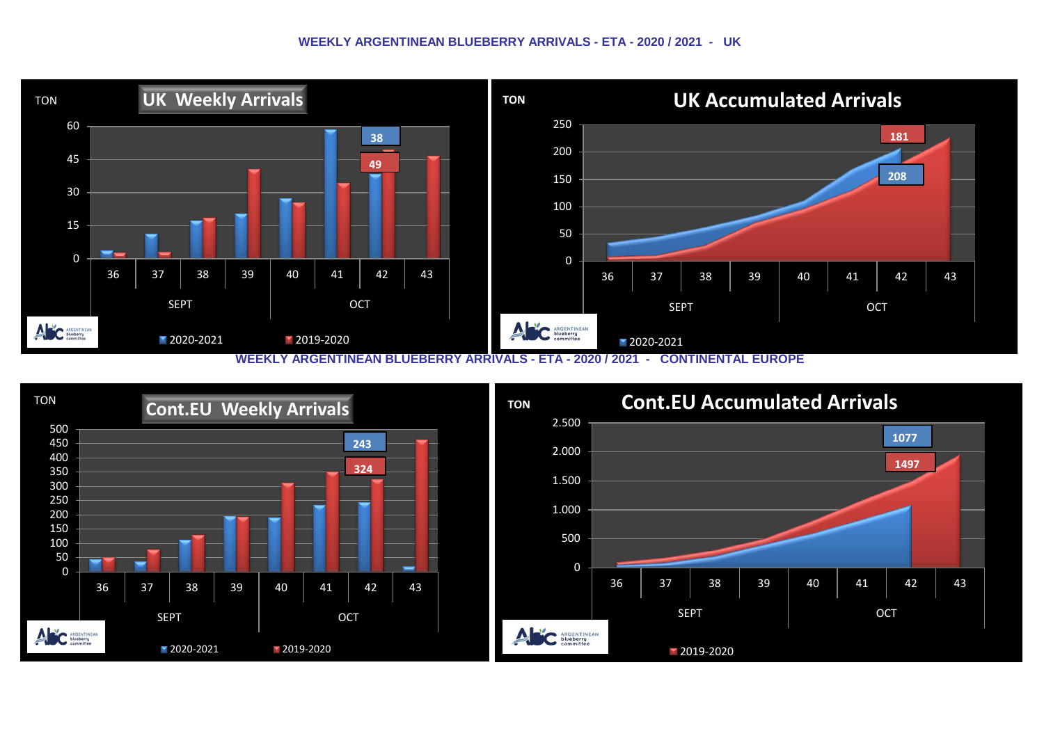## WEEKLY ARGENTINEAN BLUEBERRY ARRIVALS - ETA - 2020 / 2021 - UK

**UK Weekly Arrivals**

TON

60
45
30
15
0

36 37 38 39 40 41 42 43

SEPT OCT

38
49

2020-2021 2019-2020

**UK Accumulated Arrivals**

TON

250
200
150
100
50
0

36 37 38 39 40 41 42 43

SEPT OCT

181
208

2020-2021

## WEEKLY ARGENTINEAN BLUEBERRY ARRIVALS - ETA - 2020 / 2021 - CONTINENTAL EUROPE

**Cont.EU Weekly Arrivals**

TON

500
450
400
350
300
250
200
150
100
50
0

36 37 38 39 40 41 42 43

SEPT OCT

243
324

2020-2021 2019-2020

**Cont.EU Accumulated Arrivals**

TON

2.500
2.000
1.500
1.000
500
0

36 37 38 39 40 41 42 43

SEPT OCT

1077
1497

2019-2020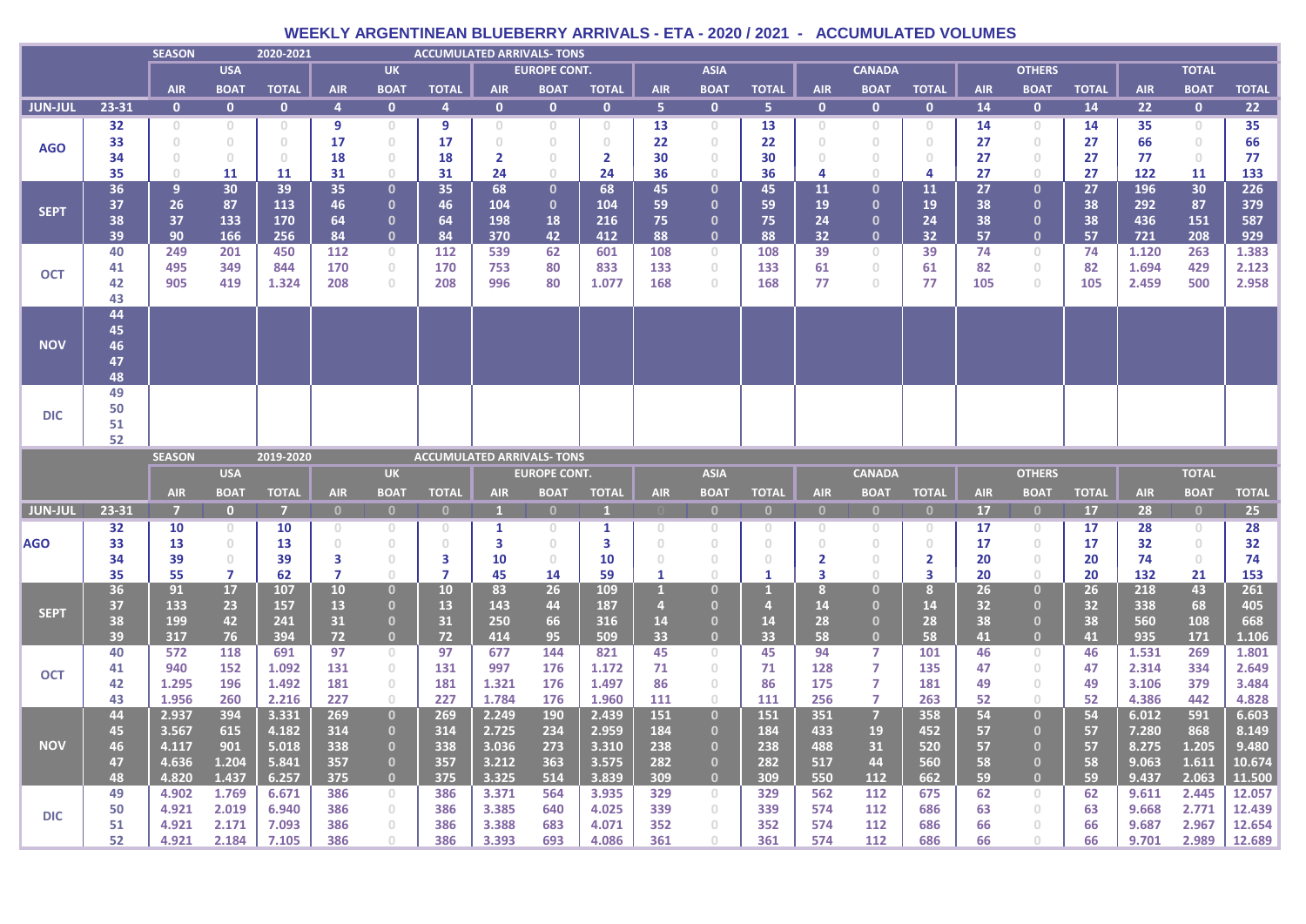# WEEKLY ARGENTINEAN BLUEBERRY ARRIVALS - ETA - 2020 / 2021 - ACCUMULATED VOLUMES

| | | SEASON 2020-2021 | | | ACCUMULATED ARRIVALS- TONS | | | | | | | | | | | | | | | | | |
|---|---|---|---|---|---|---|---|---|---|---|---|---|---|---|---|---|---|---|---|---|---|---|
| | | USA | | | UK | | | EUROPE CONT. | | | ASIA | | | CANADA | | | OTHERS | | | TOTAL | | |
| | | AIR | BOAT | TOTAL | AIR | BOAT | TOTAL | AIR | BOAT | TOTAL | AIR | BOAT | TOTAL | AIR | BOAT | TOTAL | AIR | BOAT | TOTAL | AIR | BOAT | TOTAL |
| JUN-JUL | 23-31 | 0 | 0 | 0 | 4 | 0 | 4 | 0 | 0 | 0 | 5 | 0 | 5 | 0 | 0 | 0 | 14 | 0 | 14 | 22 | 0 | 22 |
| AGO | 32 | 0 | 0 | 0 | 9 | 0 | 9 | 0 | 0 | 0 | 13 | 0 | 13 | 0 | 0 | 0 | 14 | 0 | 14 | 35 | 0 | 35 |
| | 33 | 0 | 0 | 0 | 17 | 0 | 17 | 0 | 0 | 0 | 22 | 0 | 22 | 0 | 0 | 0 | 27 | 0 | 27 | 66 | 0 | 66 |
| | 34 | 0 | 0 | 0 | 18 | 0 | 18 | 2 | 0 | 2 | 30 | 0 | 30 | 0 | 0 | 0 | 27 | 0 | 27 | 77 | 0 | 77 |
| | 35 | 0 | 11 | 11 | 31 | 0 | 31 | 24 | 0 | 24 | 36 | 0 | 36 | 4 | 0 | 4 | 27 | 0 | 27 | 122 | 11 | 133 |
| SEPT | 36 | 9 | 30 | 39 | 35 | 0 | 35 | 68 | 0 | 68 | 45 | 0 | 45 | 11 | 0 | 11 | 27 | 0 | 27 | 196 | 30 | 226 |
| | 37 | 26 | 87 | 113 | 46 | 0 | 46 | 104 | 0 | 104 | 59 | 0 | 59 | 19 | 0 | 19 | 38 | 0 | 38 | 292 | 87 | 379 |
| | 38 | 37 | 133 | 170 | 64 | 0 | 64 | 198 | 18 | 216 | 75 | 0 | 75 | 24 | 0 | 24 | 38 | 0 | 38 | 436 | 151 | 587 |
| | 39 | 90 | 166 | 256 | 84 | 0 | 84 | 370 | 42 | 412 | 88 | 0 | 88 | 32 | 0 | 32 | 57 | 0 | 57 | 721 | 208 | 929 |
| OCT | 40 | 249 | 201 | 450 | 112 | 0 | 112 | 539 | 62 | 601 | 108 | 0 | 108 | 39 | 0 | 39 | 74 | 0 | 74 | 1.120 | 263 | 1.383 |
| | 41 | 495 | 349 | 844 | 170 | 0 | 170 | 753 | 80 | 833 | 133 | 0 | 133 | 61 | 0 | 61 | 82 | 0 | 82 | 1.694 | 429 | 2.123 |
| | 42 | 905 | 419 | 1.324 | 208 | 0 | 208 | 996 | 80 | 1.077 | 168 | 0 | 168 | 77 | 0 | 77 | 105 | 0 | 105 | 2.459 | 500 | 2.958 |
| | 43 | | | | | | | | | | | | | | | | | | | | | |
| NOV | 44 | | | | | | | | | | | | | | | | | | | | | |
| | 45 | | | | | | | | | | | | | | | | | | | | | |
| | 46 | | | | | | | | | | | | | | | | | | | | | |
| | 47 | | | | | | | | | | | | | | | | | | | | | |
| | 48 | | | | | | | | | | | | | | | | | | | | | |
| DIC | 49 | | | | | | | | | | | | | | | | | | | | | |
| | 50 | | | | | | | | | | | | | | | | | | | | | |
| | 51 | | | | | | | | | | | | | | | | | | | | | |
| | 52 | | | | | | | | | | | | | | | | | | | | | |

| | | SEASON 2019-2020 | | | ACCUMULATED ARRIVALS- TONS | | | | | | | | | | | | | | | | | |
|---|---|---|---|---|---|---|---|---|---|---|---|---|---|---|---|---|---|---|---|---|---|---|
| | | USA | | | UK | | | EUROPE CONT. | | | ASIA | | | CANADA | | | OTHERS | | | TOTAL | | |
| | | AIR | BOAT | TOTAL | AIR | BOAT | TOTAL | AIR | BOAT | TOTAL | AIR | BOAT | TOTAL | AIR | BOAT | TOTAL | AIR | BOAT | TOTAL | AIR | BOAT | TOTAL |
| JUN-JUL | 23-31 | 7 | 0 | 7 | 0 | 0 | 0 | 1 | 0 | 1 | 0 | 0 | 0 | 0 | 0 | 0 | 17 | 0 | 17 | 28 | 0 | 25 |
| AGO | 32 | 10 | 0 | 10 | 0 | 0 | 0 | 1 | 0 | 1 | 0 | 0 | 0 | 0 | 0 | 0 | 17 | 0 | 17 | 28 | 0 | 28 |
| | 33 | 13 | 0 | 13 | 0 | 0 | 0 | 3 | 0 | 3 | 0 | 0 | 0 | 0 | 0 | 0 | 17 | 0 | 17 | 32 | 0 | 32 |
| | 34 | 39 | 0 | 39 | 3 | 0 | 3 | 10 | 0 | 10 | 0 | 0 | 0 | 2 | 0 | 2 | 20 | 0 | 20 | 74 | 0 | 74 |
| | 35 | 55 | 7 | 62 | 7 | 0 | 7 | 45 | 14 | 59 | 1 | 0 | 1 | 3 | 0 | 3 | 20 | 0 | 20 | 132 | 21 | 153 |
| SEPT | 36 | 91 | 17 | 107 | 10 | 0 | 10 | 83 | 26 | 109 | 1 | 0 | 1 | 8 | 0 | 8 | 26 | 0 | 26 | 218 | 43 | 261 |
| | 37 | 133 | 23 | 157 | 13 | 0 | 13 | 143 | 44 | 187 | 4 | 0 | 4 | 14 | 0 | 14 | 32 | 0 | 32 | 338 | 68 | 405 |
| | 38 | 199 | 42 | 241 | 31 | 0 | 31 | 250 | 66 | 316 | 14 | 0 | 14 | 28 | 0 | 28 | 38 | 0 | 38 | 560 | 108 | 668 |
| | 39 | 317 | 76 | 394 | 72 | 0 | 72 | 414 | 95 | 509 | 33 | 0 | 33 | 58 | 0 | 58 | 41 | 0 | 41 | 935 | 171 | 1.106 |
| OCT | 40 | 572 | 118 | 691 | 97 | 0 | 97 | 677 | 144 | 821 | 45 | 0 | 45 | 94 | 7 | 101 | 46 | 0 | 46 | 1.531 | 269 | 1.801 |
| | 41 | 940 | 152 | 1.092 | 131 | 0 | 131 | 997 | 176 | 1.172 | 71 | 0 | 71 | 128 | 7 | 135 | 47 | 0 | 47 | 2.314 | 334 | 2.649 |
| | 42 | 1.295 | 196 | 1.492 | 181 | 0 | 181 | 1.321 | 176 | 1.497 | 86 | 0 | 86 | 175 | 7 | 181 | 49 | 0 | 49 | 3.106 | 379 | 3.484 |
| | 43 | 1.956 | 260 | 2.216 | 227 | 0 | 227 | 1.784 | 176 | 1.960 | 111 | 0 | 111 | 256 | 7 | 263 | 52 | 0 | 52 | 4.386 | 442 | 4.828 |
| NOV | 44 | 2.937 | 394 | 3.331 | 269 | 0 | 269 | 2.249 | 190 | 2.439 | 151 | 0 | 151 | 351 | 7 | 358 | 54 | 0 | 54 | 6.012 | 591 | 6.603 |
| | 45 | 3.567 | 615 | 4.182 | 314 | 0 | 314 | 2.725 | 234 | 2.959 | 184 | 0 | 184 | 433 | 19 | 452 | 57 | 0 | 57 | 7.280 | 868 | 8.149 |
| | 46 | 4.117 | 901 | 5.018 | 338 | 0 | 338 | 3.036 | 273 | 3.310 | 238 | 0 | 238 | 488 | 31 | 520 | 57 | 0 | 57 | 8.275 | 1.205 | 9.480 |
| | 47 | 4.636 | 1.204 | 5.841 | 357 | 0 | 357 | 3.212 | 363 | 3.575 | 282 | 0 | 282 | 517 | 44 | 560 | 58 | 0 | 58 | 9.063 | 1.611 | 10.674 |
| | 48 | 4.820 | 1.437 | 6.257 | 375 | 0 | 375 | 3.325 | 514 | 3.839 | 309 | 0 | 309 | 550 | 112 | 662 | 59 | 0 | 59 | 9.437 | 2.063 | 11.500 |
| DIC | 49 | 4.902 | 1.769 | 6.671 | 386 | 0 | 386 | 3.371 | 564 | 3.935 | 329 | 0 | 329 | 562 | 112 | 675 | 62 | 0 | 62 | 9.611 | 2.445 | 12.057 |
| | 50 | 4.921 | 2.019 | 6.940 | 386 | 0 | 386 | 3.385 | 640 | 4.025 | 339 | 0 | 339 | 574 | 112 | 686 | 63 | 0 | 63 | 9.668 | 2.771 | 12.439 |
| | 51 | 4.921 | 2.171 | 7.093 | 386 | 0 | 386 | 3.388 | 683 | 4.071 | 352 | 0 | 352 | 574 | 112 | 686 | 66 | 0 | 66 | 9.687 | 2.967 | 12.654 |
| | 52 | 4.921 | 2.184 | 7.105 | 386 | 0 | 386 | 3.393 | 693 | 4.086 | 361 | 0 | 361 | 574 | 112 | 686 | 66 | 0 | 66 | 9.701 | 2.989 | 12.689 |